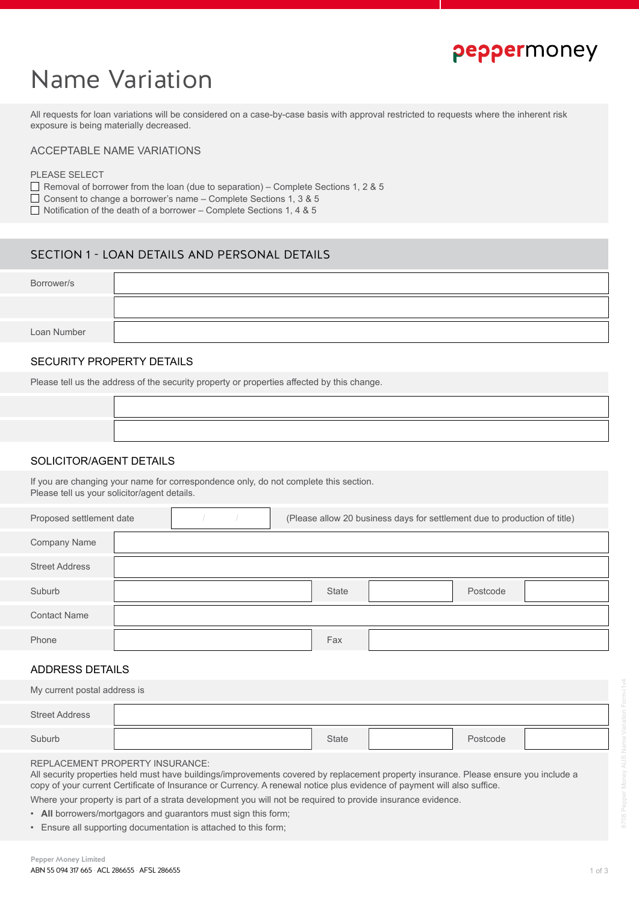# Name Variation

All requests for loan variations will be considered on a case-by-case basis with approval restricted to requests where the inherent risk exposure is being materially decreased.

## ACCEPTABLE NAME VARIATIONS

PLEASE SELECT

- ☐ Removal of borrower from the loan (due to separation) – Complete Sections 1, 2 & 5
- ☐ Consent to change a borrower's name – Complete Sections 1, 3 & 5
- ☐ Notification of the death of a borrower – Complete Sections 1, 4 & 5

## SECTION 1 - LOAN DETAILS AND PERSONAL DETAILS

| | |
|---|---|
| Borrower/s | |
| | |
| Loan Number | |

### SECURITY PROPERTY DETAILS

Please tell us the address of the security property or properties affected by this change.

| | |
|---|---|
| | |
| | |

### SOLICITOR/AGENT DETAILS

If you are changing your name for correspondence only, do not complete this section.
Please tell us your solicitor/agent details.

| | | | | | |
|---|---|---|---|---|---|
| Proposed settlement date | / / | (Please allow 20 business days for settlement due to production of title) | | | |
| Company Name | | | | | |
| Street Address | | | | | |
| Suburb | | State | | Postcode | |
| Contact Name | | | | | |
| Phone | | Fax | | | |

### ADDRESS DETAILS

My current postal address is

| | | | | | |
|---|---|---|---|---|---|
| Street Address | | | | | |
| Suburb | | State | | Postcode | |

REPLACEMENT PROPERTY INSURANCE:
All security properties held must have buildings/improvements covered by replacement property insurance. Please ensure you include a copy of your current Certificate of Insurance or Currency. A renewal notice plus evidence of payment will also suffice.

Where your property is part of a strata development you will not be required to provide insurance evidence.

- **All** borrowers/mortgagors and guarantors must sign this form;
- Ensure all supporting documentation is attached to this form;

Pepper Money Limited
ABN 55 094 317 665 · ACL 286655 · AFSL 286655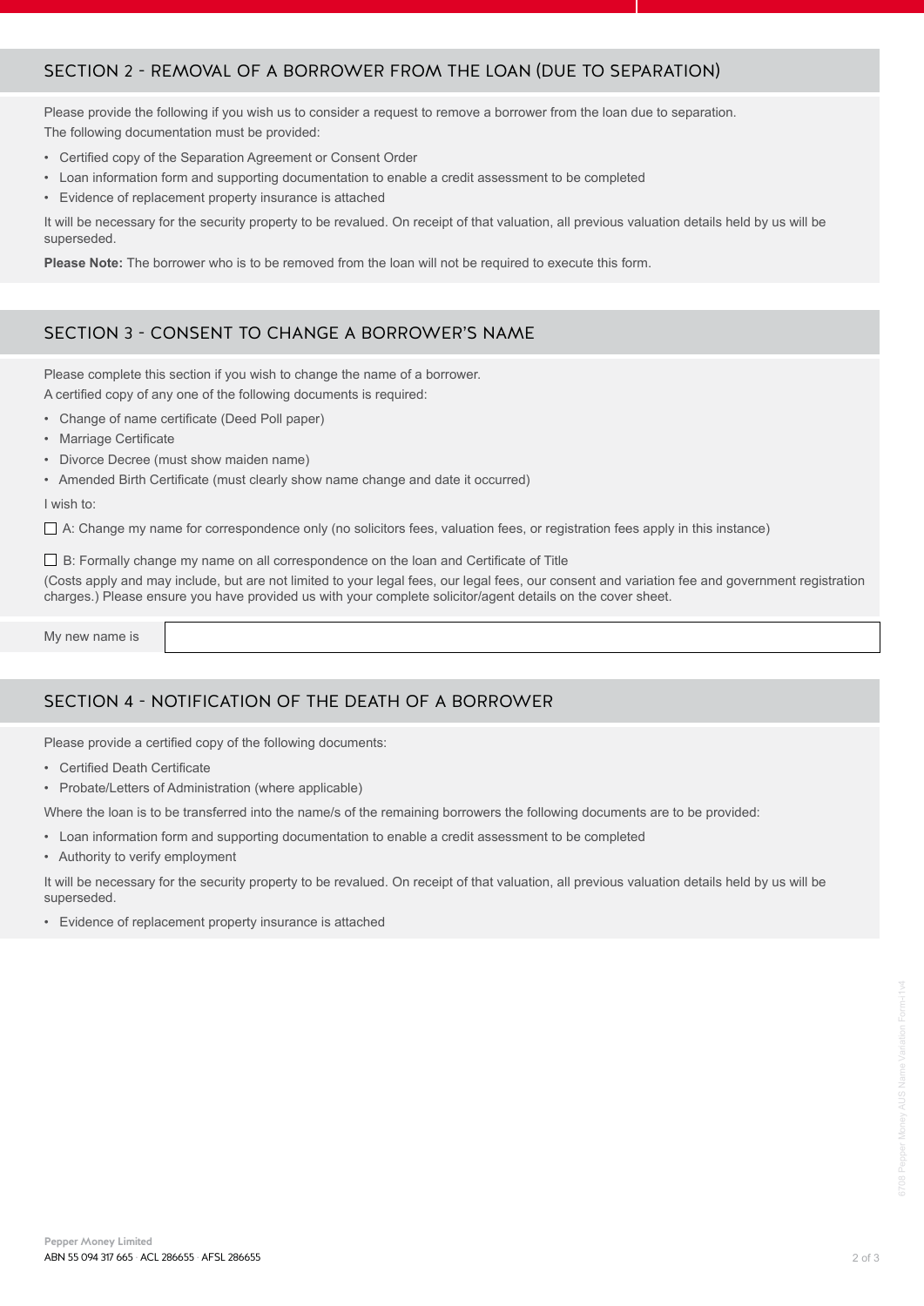## SECTION 2 - REMOVAL OF A BORROWER FROM THE LOAN (DUE TO SEPARATION)

Please provide the following if you wish us to consider a request to remove a borrower from the loan due to separation.
The following documentation must be provided:

- Certified copy of the Separation Agreement or Consent Order
- Loan information form and supporting documentation to enable a credit assessment to be completed
- Evidence of replacement property insurance is attached

It will be necessary for the security property to be revalued. On receipt of that valuation, all previous valuation details held by us will be superseded.

**Please Note:** The borrower who is to be removed from the loan will not be required to execute this form.

## SECTION 3 - CONSENT TO CHANGE A BORROWER'S NAME

Please complete this section if you wish to change the name of a borrower.
A certified copy of any one of the following documents is required:

- Change of name certificate (Deed Poll paper)
- Marriage Certificate
- Divorce Decree (must show maiden name)
- Amended Birth Certificate (must clearly show name change and date it occurred)

I wish to:

☐ A: Change my name for correspondence only (no solicitors fees, valuation fees, or registration fees apply in this instance)

☐ B: Formally change my name on all correspondence on the loan and Certificate of Title
(Costs apply and may include, but are not limited to your legal fees, our legal fees, our consent and variation fee and government registration charges.) Please ensure you have provided us with your complete solicitor/agent details on the cover sheet.

| My new name is | |
|---|---|

## SECTION 4 - NOTIFICATION OF THE DEATH OF A BORROWER

Please provide a certified copy of the following documents:

- Certified Death Certificate
- Probate/Letters of Administration (where applicable)

Where the loan is to be transferred into the name/s of the remaining borrowers the following documents are to be provided:

- Loan information form and supporting documentation to enable a credit assessment to be completed
- Authority to verify employment

It will be necessary for the security property to be revalued. On receipt of that valuation, all previous valuation details held by us will be superseded.

- Evidence of replacement property insurance is attached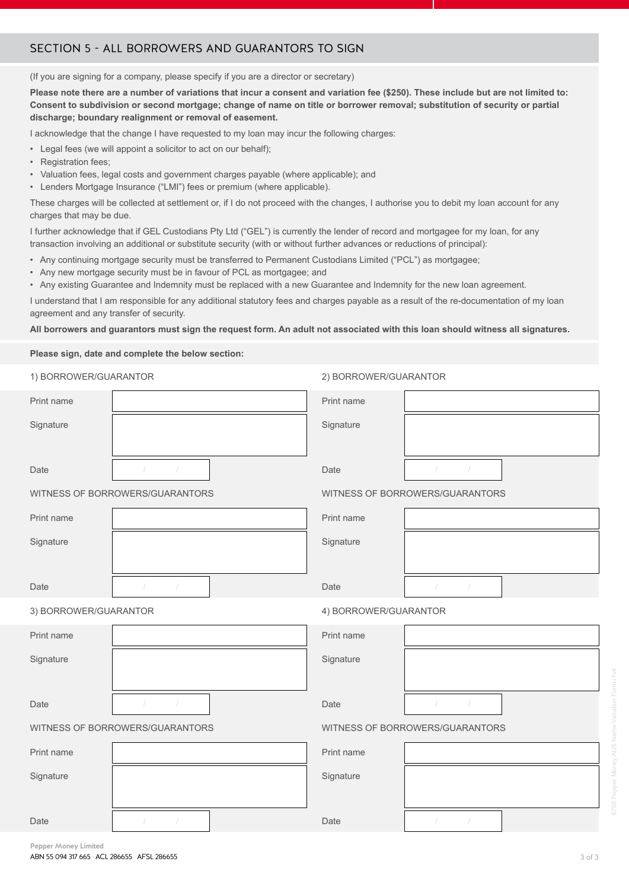## SECTION 5 - ALL BORROWERS AND GUARANTORS TO SIGN

(If you are signing for a company, please specify if you are a director or secretary)

**Please note there are a number of variations that incur a consent and variation fee ($250). These include but are not limited to: Consent to subdivision or second mortgage; change of name on title or borrower removal; substitution of security or partial discharge; boundary realignment or removal of easement.**

I acknowledge that the change I have requested to my loan may incur the following charges:

- Legal fees (we will appoint a solicitor to act on our behalf);
- Registration fees;
- Valuation fees, legal costs and government charges payable (where applicable); and
- Lenders Mortgage Insurance ("LMI") fees or premium (where applicable).

These charges will be collected at settlement or, if I do not proceed with the changes, I authorise you to debit my loan account for any charges that may be due.

I further acknowledge that if GEL Custodians Pty Ltd ("GEL") is currently the lender of record and mortgagee for my loan, for any transaction involving an additional or substitute security (with or without further advances or reductions of principal):

- Any continuing mortgage security must be transferred to Permanent Custodians Limited ("PCL") as mortgagee;
- Any new mortgage security must be in favour of PCL as mortgagee; and
- Any existing Guarantee and Indemnity must be replaced with a new Guarantee and Indemnity for the new loan agreement.

I understand that I am responsible for any additional statutory fees and charges payable as a result of the re-documentation of my loan agreement and any transfer of security.

**All borrowers and guarantors must sign the request form. An adult not associated with this loan should witness all signatures.**

**Please sign, date and complete the below section:**

| 1) BORROWER/GUARANTOR | | 2) BORROWER/GUARANTOR | |
|---|---|---|---|
| Print name | | Print name | |
| Signature | | Signature | |
| Date | / / | Date | / / |
| **WITNESS OF BORROWERS/GUARANTORS** | | **WITNESS OF BORROWERS/GUARANTORS** | |
| Print name | | Print name | |
| Signature | | Signature | |
| Date | / / | Date | / / |

| 3) BORROWER/GUARANTOR | | 4) BORROWER/GUARANTOR | |
|---|---|---|---|
| Print name | | Print name | |
| Signature | | Signature | |
| Date | / / | Date | / / |
| **WITNESS OF BORROWERS/GUARANTORS** | | **WITNESS OF BORROWERS/GUARANTORS** | |
| Print name | | Print name | |
| Signature | | Signature | |
| Date | / / | Date | / / |

Pepper Money Limited
ABN 55 094 317 665 · ACL 286655 · AFSL 286655

6708 Pepper Money AUS Name Variation Form-11v4